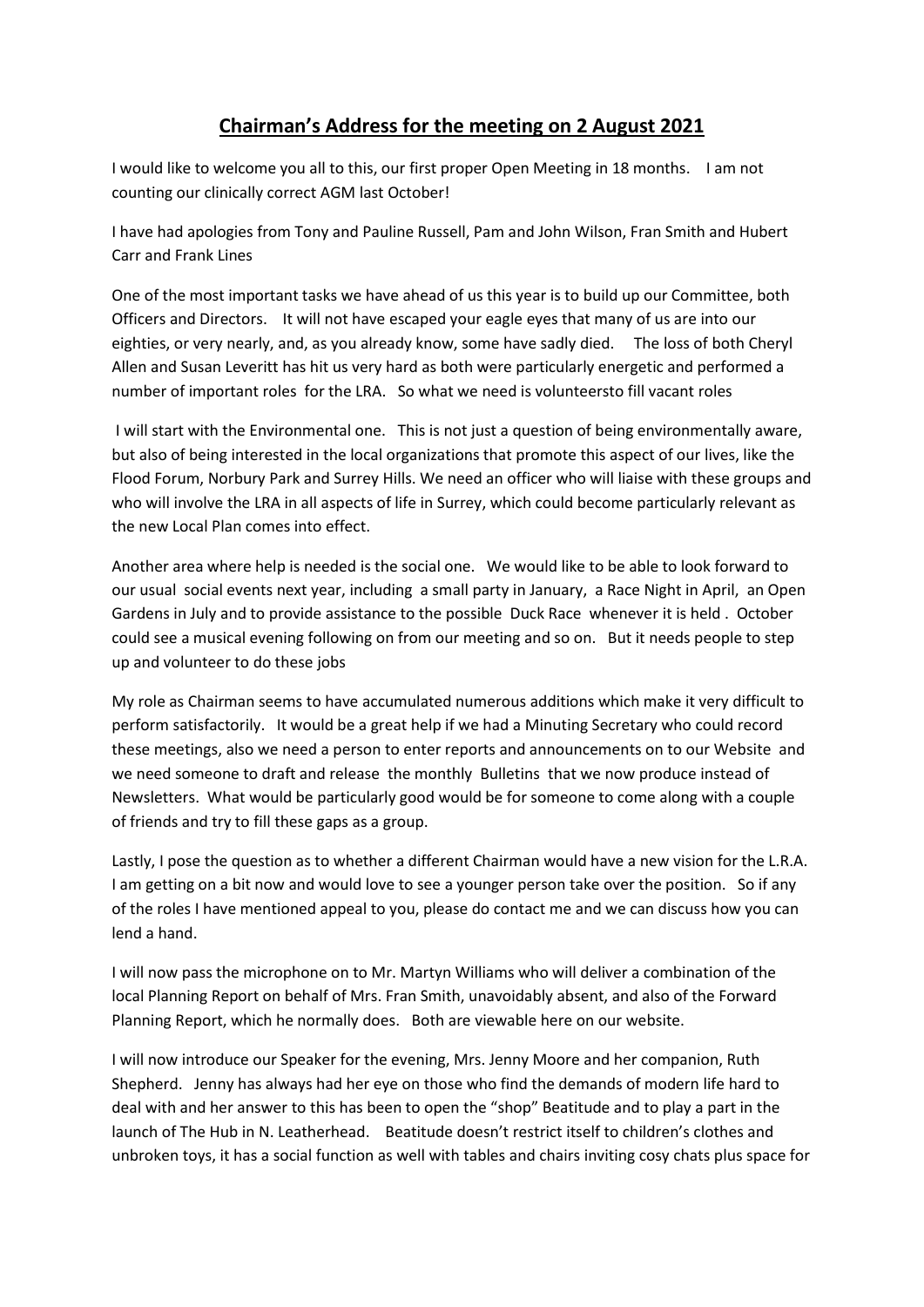# **Chairman's Address for the meeting on 2 August 2021**

I would like to welcome you all to this, our first proper Open Meeting in 18 months. I am not counting our clinically correct AGM last October!

I have had apologies from Tony and Pauline Russell, Pam and John Wilson, Fran Smith and Hubert Carr and Frank Lines

One of the most important tasks we have ahead of us this year is to build up our Committee, both Officers and Directors. It will not have escaped your eagle eyes that many of us are into our eighties, or very nearly, and, as you already know, some have sadly died. The loss of both Cheryl Allen and Susan Leveritt has hit us very hard as both were particularly energetic and performed a number of important roles for the LRA. So what we need is volunteersto fill vacant roles

I will start with the Environmental one. This is not just a question of being environmentally aware, but also of being interested in the local organizations that promote this aspect of our lives, like the Flood Forum, Norbury Park and Surrey Hills. We need an officer who will liaise with these groups and who will involve the LRA in all aspects of life in Surrey, which could become particularly relevant as the new Local Plan comes into effect.

Another area where help is needed is the social one. We would like to be able to look forward to our usual social events next year, including a small party in January, a Race Night in April, an Open Gardens in July and to provide assistance to the possible Duck Race whenever it is held . October could see a musical evening following on from our meeting and so on. But it needs people to step up and volunteer to do these jobs

My role as Chairman seems to have accumulated numerous additions which make it very difficult to perform satisfactorily. It would be a great help if we had a Minuting Secretary who could record these meetings, also we need a person to enter reports and announcements on to our Website and we need someone to draft and release the monthly Bulletins that we now produce instead of Newsletters. What would be particularly good would be for someone to come along with a couple of friends and try to fill these gaps as a group.

Lastly, I pose the question as to whether a different Chairman would have a new vision for the L.R.A. I am getting on a bit now and would love to see a younger person take over the position. So if any of the roles I have mentioned appeal to you, please do contact me and we can discuss how you can lend a hand.

I will now pass the microphone on to Mr. Martyn Williams who will deliver a combination of the local Planning Report on behalf of Mrs. Fran Smith, unavoidably absent, and also of the Forward Planning Report, which he normally does. Both are viewable here on our website.

I will now introduce our Speaker for the evening, Mrs. Jenny Moore and her companion, Ruth Shepherd. Jenny has always had her eye on those who find the demands of modern life hard to deal with and her answer to this has been to open the "shop" Beatitude and to play a part in the launch of The Hub in N. Leatherhead. Beatitude doesn't restrict itself to children's clothes and unbroken toys, it has a social function as well with tables and chairs inviting cosy chats plus space for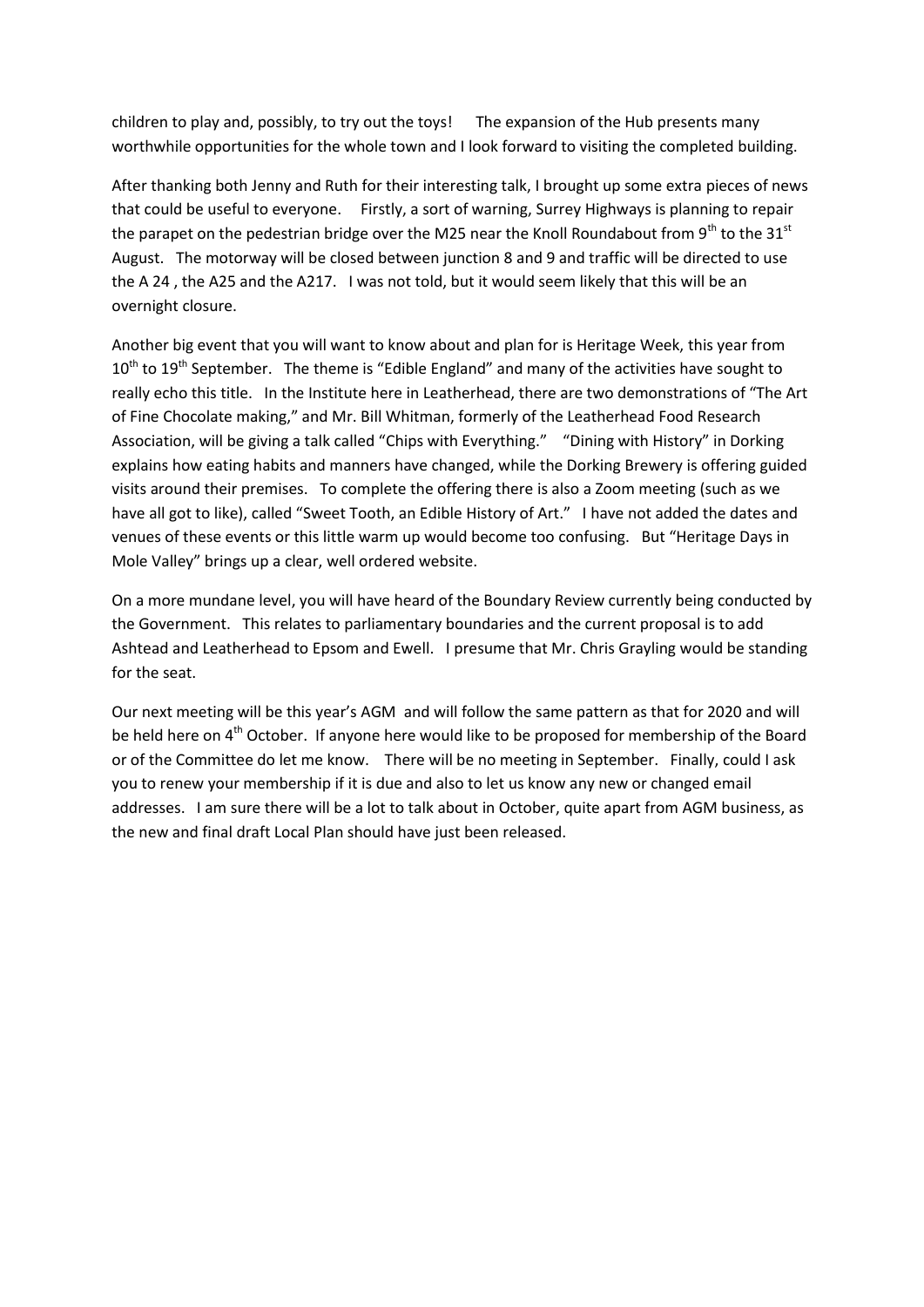children to play and, possibly, to try out the toys!  The expansion of the Hub presents many worthwhile opportunities for the whole town and I look forward to visiting the completed building.

After thanking both Jenny and Ruth for their interesting talk, I brought up some extra pieces of news that could be useful to everyone.  Firstly, a sort of warning, Surrey Highways is planning to repair the parapet on the pedestrian bridge over the M25 near the Knoll Roundabout from 9th to the 31st August.  The motorway will be closed between junction 8 and 9 and traffic will be directed to use the A 24 , the A25 and the A217.  I was not told, but it would seem likely that this will be an overnight closure.

Another big event that you will want to know about and plan for is Heritage Week, this year from 10th to 19th September.  The theme is "Edible England" and many of the activities have sought to really echo this title.  In the Institute here in Leatherhead, there are two demonstrations of "The Art of Fine Chocolate making," and Mr. Bill Whitman, formerly of the Leatherhead Food Research Association, will be giving a talk called "Chips with Everything."  "Dining with History" in Dorking explains how eating habits and manners have changed, while the Dorking Brewery is offering guided visits around their premises.  To complete the offering there is also a Zoom meeting (such as we have all got to like), called "Sweet Tooth, an Edible History of Art."  I have not added the dates and venues of these events or this little warm up would become too confusing.  But "Heritage Days in Mole Valley" brings up a clear, well ordered website.

On a more mundane level, you will have heard of the Boundary Review currently being conducted by the Government.  This relates to parliamentary boundaries and the current proposal is to add Ashtead and Leatherhead to Epsom and Ewell.  I presume that Mr. Chris Grayling would be standing for the seat.

Our next meeting will be this year's AGM and will follow the same pattern as that for 2020 and will be held here on 4th October.  If anyone here would like to be proposed for membership of the Board or of the Committee do let me know.  There will be no meeting in September.  Finally, could I ask you to renew your membership if it is due and also to let us know any new or changed email addresses.  I am sure there will be a lot to talk about in October, quite apart from AGM business, as the new and final draft Local Plan should have just been released.